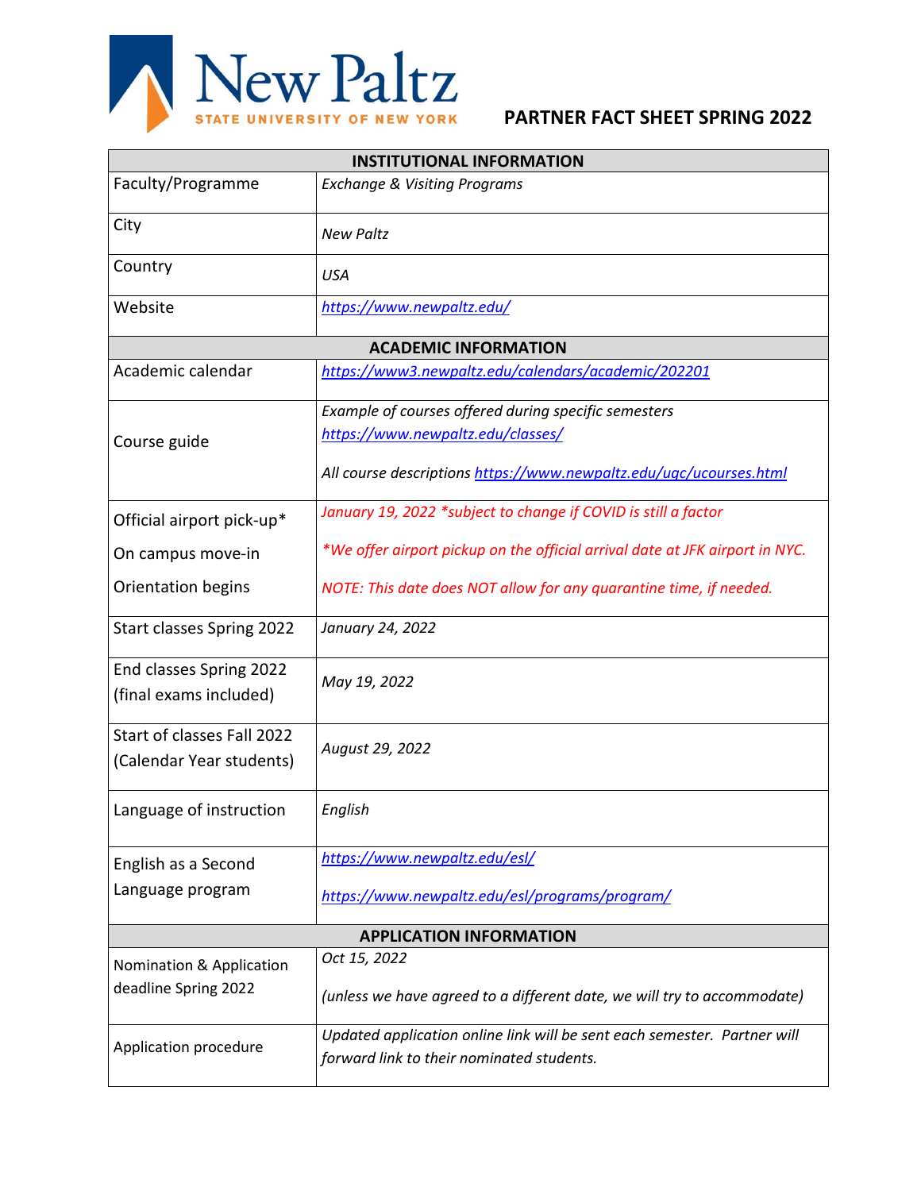New Paltz
STATE UNIVERSITY OF NEW YORK

# PARTNER FACT SHEET SPRING 2022

| INSTITUTIONAL INFORMATION | |
|---|---|
| Faculty/Programme | *Exchange & Visiting Programs* |
| City | *New Paltz* |
| Country | *USA* |
| Website | *https://www.newpaltz.edu/* |
| **ACADEMIC INFORMATION** | |
| Academic calendar | *https://www3.newpaltz.edu/calendars/academic/202201* |
| Course guide | *Example of courses offered during specific semesters* *https://www.newpaltz.edu/classes/* <br><br> *All course descriptions https://www.newpaltz.edu/ugc/ucourses.html* |
| Official airport pick-up* <br> On campus move-in <br> Orientation begins | *January 19, 2022 *subject to change if COVID is still a factor* <br> **We offer airport pickup on the official arrival date at JFK airport in NYC.* <br> *NOTE: This date does NOT allow for any quarantine time, if needed.* |
| Start classes Spring 2022 | *January 24, 2022* |
| End classes Spring 2022 (final exams included) | *May 19, 2022* |
| Start of classes Fall 2022 (Calendar Year students) | *August 29, 2022* |
| Language of instruction | *English* |
| English as a Second Language program | *https://www.newpaltz.edu/esl/* <br> *https://www.newpaltz.edu/esl/programs/program/* |
| **APPLICATION INFORMATION** | |
| Nomination & Application deadline Spring 2022 | *Oct 15, 2022* <br><br> *(unless we have agreed to a different date, we will try to accommodate)* |
| Application procedure | *Updated application online link will be sent each semester. Partner will forward link to their nominated students.* |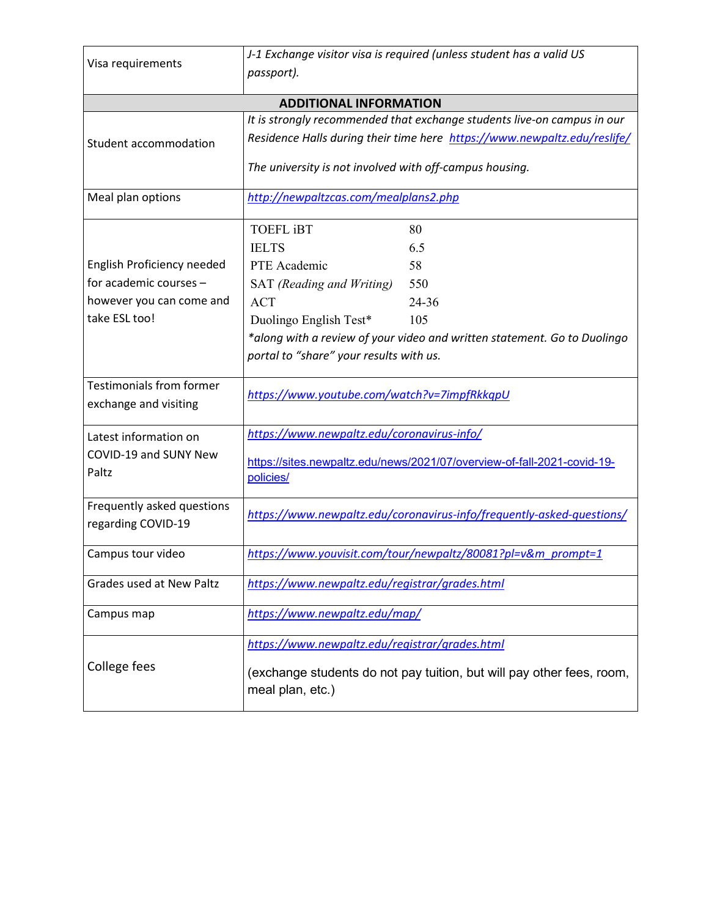| | |
|---|---|
| Visa requirements | *J-1 Exchange visitor visa is required (unless student has a valid US passport).* |
| **ADDITIONAL INFORMATION** | |
| Student accommodation | *It is strongly recommended that exchange students live-on campus in our Residence Halls during their time here [https://www.newpaltz.edu/reslife/](https://www.newpaltz.edu/reslife/)*<br><br>*The university is not involved with off-campus housing.* |
| Meal plan options | [*http://newpaltzcas.com/mealplans2.php*](http://newpaltzcas.com/mealplans2.php) |
| English Proficiency needed for academic courses – however you can come and take ESL too! | TOEFL iBT 80<br>IELTS 6.5<br>PTE Academic 58<br>SAT *(Reading and Writing)* 550<br>ACT 24-36<br>Duolingo English Test* 105<br>**along with a review of your video and written statement. Go to Duolingo portal to "share" your results with us.* |
| Testimonials from former exchange and visiting | [*https://www.youtube.com/watch?v=7impfRkkqpU*](https://www.youtube.com/watch?v=7impfRkkqpU) |
| Latest information on COVID-19 and SUNY New Paltz | [*https://www.newpaltz.edu/coronavirus-info/*](https://www.newpaltz.edu/coronavirus-info/)<br><br>[https://sites.newpaltz.edu/news/2021/07/overview-of-fall-2021-covid-19-policies/](https://sites.newpaltz.edu/news/2021/07/overview-of-fall-2021-covid-19-policies/) |
| Frequently asked questions regarding COVID-19 | [*https://www.newpaltz.edu/coronavirus-info/frequently-asked-questions/*](https://www.newpaltz.edu/coronavirus-info/frequently-asked-questions/) |
| Campus tour video | [*https://www.youvisit.com/tour/newpaltz/80081?pl=v&m_prompt=1*](https://www.youvisit.com/tour/newpaltz/80081?pl=v&m_prompt=1) |
| Grades used at New Paltz | [*https://www.newpaltz.edu/registrar/grades.html*](https://www.newpaltz.edu/registrar/grades.html) |
| Campus map | [*https://www.newpaltz.edu/map/*](https://www.newpaltz.edu/map/) |
| College fees | [*https://www.newpaltz.edu/registrar/grades.html*](https://www.newpaltz.edu/registrar/grades.html)<br><br>(exchange students do not pay tuition, but will pay other fees, room, meal plan, etc.) |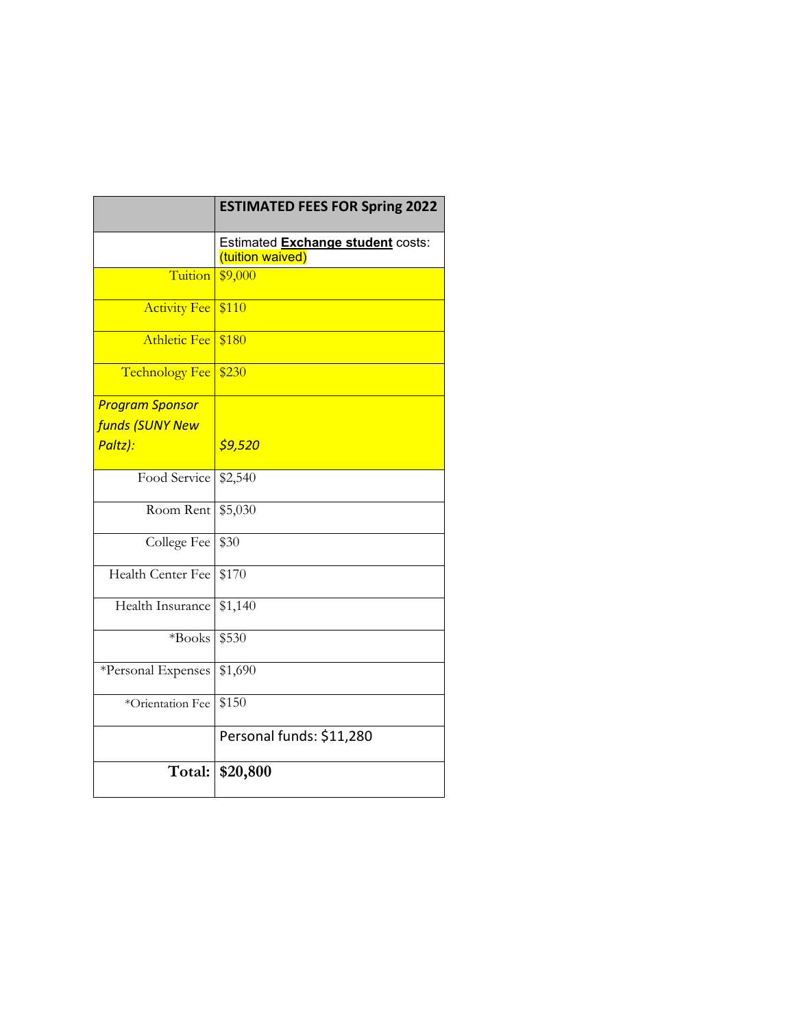| | **ESTIMATED FEES FOR Spring 2022** |
|---|---|
| | Estimated **Exchange student** costs: (tuition waived) |
| Tuition | $9,000 |
| Activity Fee | $110 |
| Athletic Fee | $180 |
| Technology Fee | $230 |
| *Program Sponsor funds (SUNY New Paltz):* | *$9,520* |
| Food Service | $2,540 |
| Room Rent | $5,030 |
| College Fee | $30 |
| Health Center Fee | $170 |
| Health Insurance | $1,140 |
| *Books | $530 |
| *Personal Expenses | $1,690 |
| *Orientation Fee | $150 |
| | Personal funds: $11,280 |
| **Total:** | **$20,800** |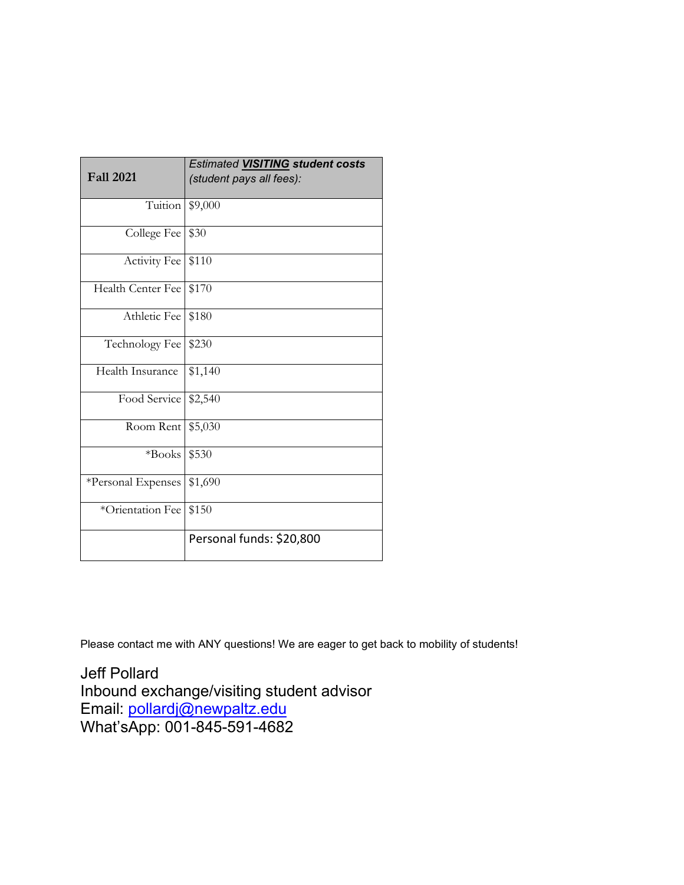| **Fall 2021** | *Estimated **VISITING** student costs (student pays all fees):* |
| --- | --- |
| Tuition | $9,000 |
| College Fee | $30 |
| Activity Fee | $110 |
| Health Center Fee | $170 |
| Athletic Fee | $180 |
| Technology Fee | $230 |
| Health Insurance | $1,140 |
| Food Service | $2,540 |
| Room Rent | $5,030 |
| *Books | $530 |
| *Personal Expenses | $1,690 |
| *Orientation Fee | $150 |
| | Personal funds: $20,800 |

Please contact me with ANY questions! We are eager to get back to mobility of students!

Jeff Pollard
Inbound exchange/visiting student advisor
Email: pollardj@newpaltz.edu
What'sApp: 001-845-591-4682